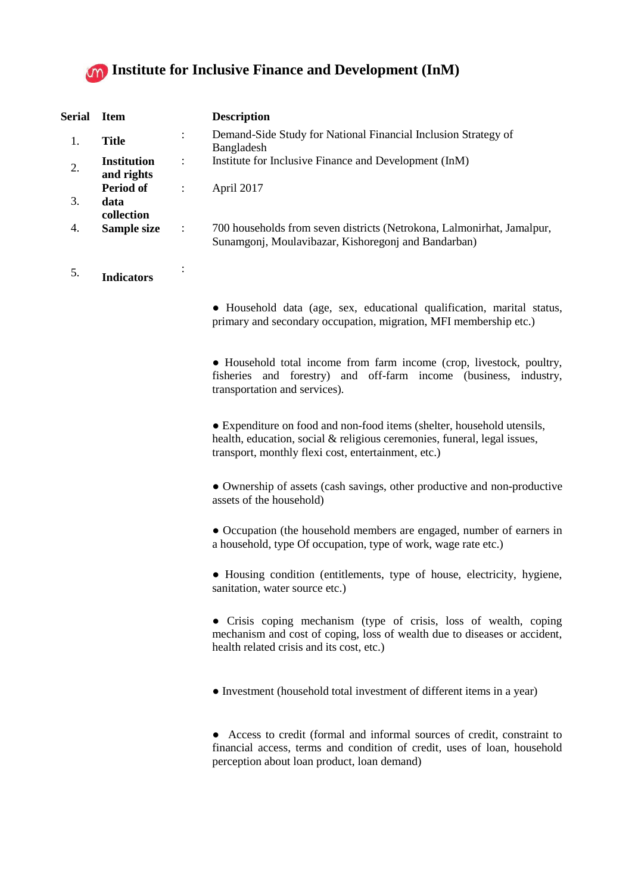# Institute for Inclusive Finance and Development (InM)

| Serial | Item | | Description |
|---|---|---|---|
| 1. | **Title** | : | Demand-Side Study for National Financial Inclusion Strategy of Bangladesh |
| 2. | **Institution and rights** | : | Institute for Inclusive Finance and Development (InM) |
| 3. | **Period of data collection** | : | April 2017 |
| 4. | **Sample size** | : | 700 households from seven districts (Netrokona, Lalmonirhat, Jamalpur, Sunamgonj, Moulavibazar, Kishoregonj and Bandarban) |
| 5. | **Indicators** | : | |

- Household data (age, sex, educational qualification, marital status, primary and secondary occupation, migration, MFI membership etc.)

- Household total income from farm income (crop, livestock, poultry, fisheries and forestry) and off-farm income (business, industry, transportation and services).

- Expenditure on food and non-food items (shelter, household utensils, health, education, social & religious ceremonies, funeral, legal issues, transport, monthly flexi cost, entertainment, etc.)

- Ownership of assets (cash savings, other productive and non-productive assets of the household)

- Occupation (the household members are engaged, number of earners in a household, type Of occupation, type of work, wage rate etc.)

- Housing condition (entitlements, type of house, electricity, hygiene, sanitation, water source etc.)

- Crisis coping mechanism (type of crisis, loss of wealth, coping mechanism and cost of coping, loss of wealth due to diseases or accident, health related crisis and its cost, etc.)

- Investment (household total investment of different items in a year)

- Access to credit (formal and informal sources of credit, constraint to financial access, terms and condition of credit, uses of loan, household perception about loan product, loan demand)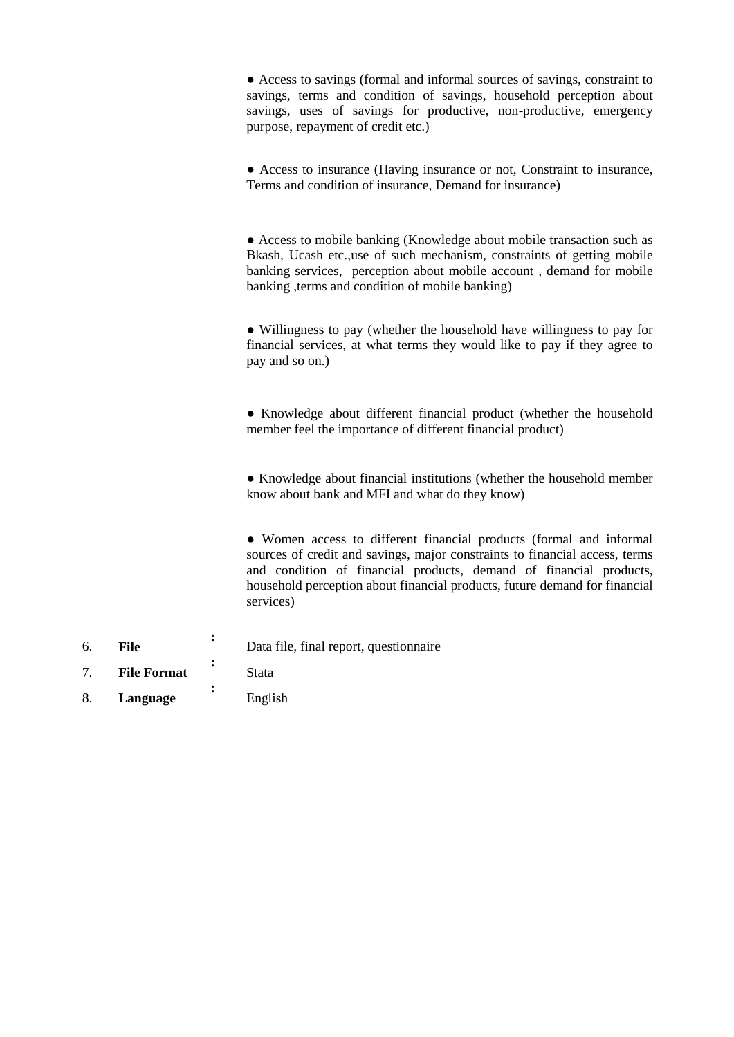- Access to savings (formal and informal sources of savings, constraint to savings, terms and condition of savings, household perception about savings, uses of savings for productive, non-productive, emergency purpose, repayment of credit etc.)

- Access to insurance (Having insurance or not, Constraint to insurance, Terms and condition of insurance, Demand for insurance)

- Access to mobile banking (Knowledge about mobile transaction such as Bkash, Ucash etc.,use of such mechanism, constraints of getting mobile banking services, perception about mobile account , demand for mobile banking ,terms and condition of mobile banking)

- Willingness to pay (whether the household have willingness to pay for financial services, at what terms they would like to pay if they agree to pay and so on.)

- Knowledge about different financial product (whether the household member feel the importance of different financial product)

- Knowledge about financial institutions (whether the household member know about bank and MFI and what do they know)

- Women access to different financial products (formal and informal sources of credit and savings, major constraints to financial access, terms and condition of financial products, demand of financial products, household perception about financial products, future demand for financial services)

| | | | |
|---|---|---|---|
| 6. | **File** | : | Data file, final report, questionnaire |
| 7. | **File Format** | : | Stata |
| 8. | **Language** | : | English |